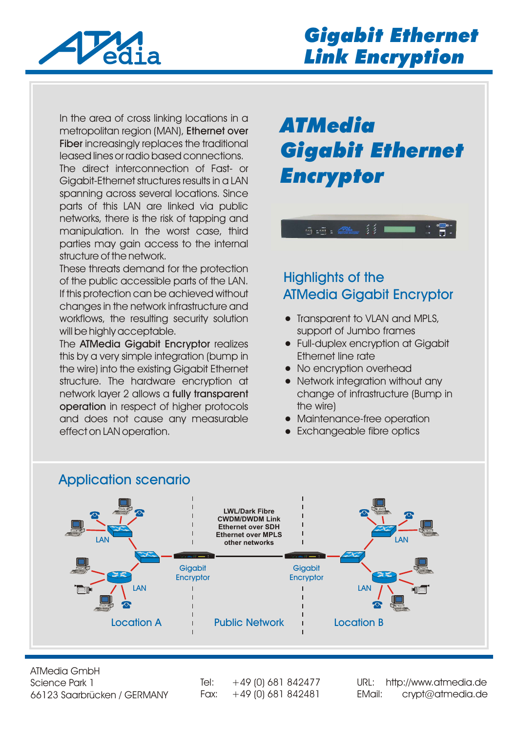# Gigabit Ethernet Link Encryption

In the area of cross linking locations in a metropolitan region (MAN), Ethernet over Fiber increasingly replaces the traditional leased lines or radio based connections. The direct interconnection of Fast- or Gigabit-Ethernet structures results in a LAN spanning across several locations. Since parts of this LAN are linked via public networks, there is the risk of tapping and manipulation. In the worst case, third parties may gain access to the internal structure of the network.

These threats demand for the protection of the public accessible parts of the LAN. If this protection can be achieved without changes in the network infrastructure and workflows, the resulting security solution will be highly acceptable.

The ATMedia Gigabit Encryptor realizes this by a very simple integration (bump in the wire) into the existing Gigabit Ethernet structure. The hardware encryption at network layer 2 allows a **fully transparent operation** in respect of higher protocols and does not cause any measurable effect on LAN operation.

## ATMedia Gigabit Ethernet Encryptor

### Highlights of the ATMedia Gigabit Encryptor

- Transparent to VLAN and MPLS, support of Jumbo frames
- Full-duplex encryption at Gigabit Ethernet line rate
- No encryption overhead
- Network integration without any change of infrastructure (Bump in the wire)
- Maintenance-free operation
- Exchangeable fibre optics

## Application scenario

LWL/Dark Fibre
CWDM/DWDM Link
Ethernet over SDH
Ethernet over MPLS
other networks

LAN | LAN | Gigabit Encryptor | Gigabit Encryptor | LAN | LAN

Location A | Public Network | Location B

ATMedia GmbH
Science Park 1
66123 Saarbrücken / GERMANY

Tel: +49 (0) 681 842477
Fax: +49 (0) 681 842481

URL: http://www.atmedia.de
EMail: crypt@atmedia.de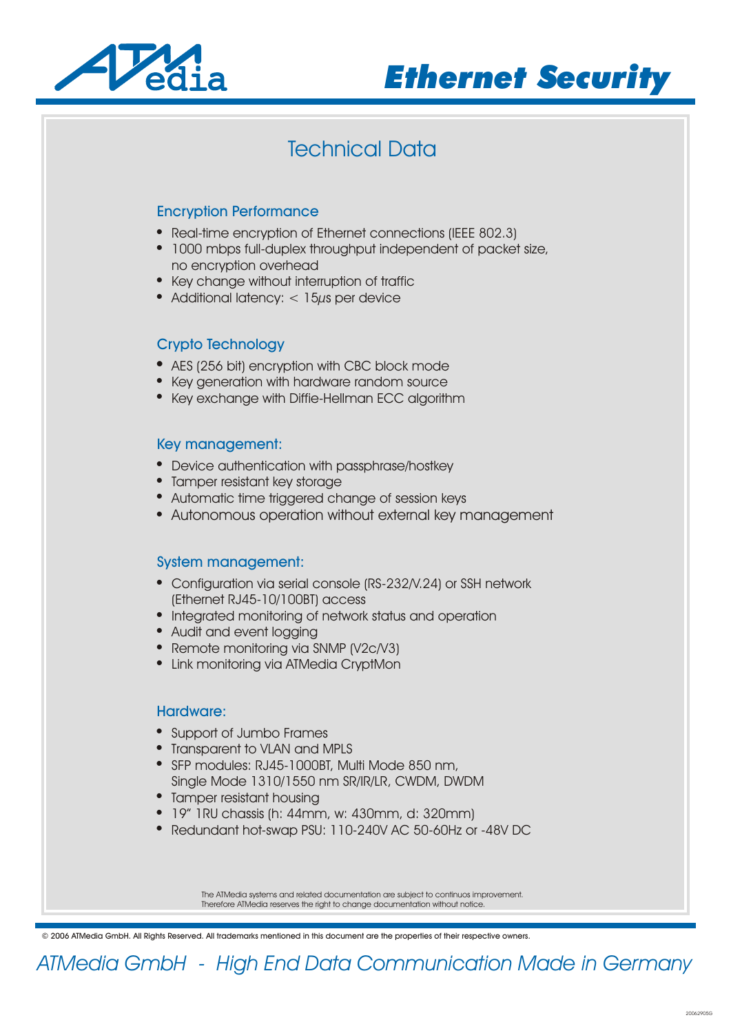# Ethernet Security

## Technical Data

### Encryption Performance

- Real-time encryption of Ethernet connections (IEEE 802.3)
- 1000 mbps full-duplex throughput independent of packet size, no encryption overhead
- Key change without interruption of traffic
- Additional latency: < 15µs per device

### Crypto Technology

- AES (256 bit) encryption with CBC block mode
- Key generation with hardware random source
- Key exchange with Diffie-Hellman ECC algorithm

### Key management:

- Device authentication with passphrase/hostkey
- Tamper resistant key storage
- Automatic time triggered change of session keys
- Autonomous operation without external key management

### System management:

- Configuration via serial console (RS-232/V.24) or SSH network (Ethernet RJ45-10/100BT) access
- Integrated monitoring of network status and operation
- Audit and event logging
- Remote monitoring via SNMP (V2c/V3)
- Link monitoring via ATMedia CryptMon

### Hardware:

- Support of Jumbo Frames
- Transparent to VLAN and MPLS
- SFP modules: RJ45-1000BT, Multi Mode 850 nm, Single Mode 1310/1550 nm SR/IR/LR, CWDM, DWDM
- Tamper resistant housing
- 19" 1RU chassis (h: 44mm, w: 430mm, d: 320mm)
- Redundant hot-swap PSU: 110-240V AC 50-60Hz or -48V DC

The ATMedia systems and related documentation are subject to continuos improvement. Therefore ATMedia reserves the right to change documentation without notice.

© 2006 ATMedia GmbH. All Rights Reserved. All trademarks mentioned in this document are the properties of their respective owners.

*ATMedia GmbH - High End Data Communication Made in Germany*

20062905G